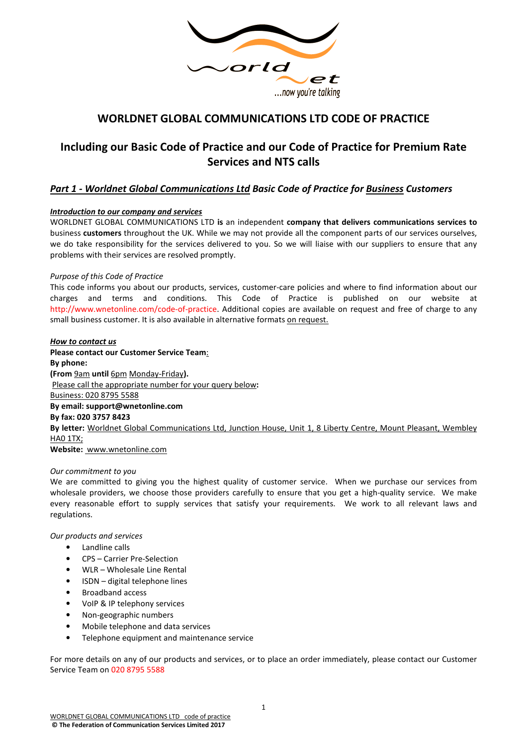# WORLDNET GLOBAL COMMUNICATIONS LTD CODE OF PRACTICE

## Including our Basic Code of Practice and our Code of Practice for Premium Rate Services and NTS calls

### *Part 1 - Worldnet Global Communications Ltd Basic Code of Practice for Business Customers*

***Introduction to our company and services***

WORLDNET GLOBAL COMMUNICATIONS LTD **is** an independent **company that delivers communications services to** business **customers** throughout the UK. While we may not provide all the component parts of our services ourselves, we do take responsibility for the services delivered to you. So we will liaise with our suppliers to ensure that any problems with their services are resolved promptly.

*Purpose of this Code of Practice*

This code informs you about our products, services, customer-care policies and where to find information about our charges and terms and conditions. This Code of Practice is published on our website at http://www.wnetonline.com/code-of-practice. Additional copies are available on request and free of charge to any small business customer. It is also available in alternative formats on request.

***How to contact us***

**Please contact our Customer Service Team**:
**By phone:**
**(From** 9am **until** 6pm Monday-Friday**).**
Please call the appropriate number for your query below**:**
Business: 020 8795 5588
**By email: support@wnetonline.com**
**By fax: 020 3757 8423**
**By letter:** Worldnet Global Communications Ltd, Junction House, Unit 1, 8 Liberty Centre, Mount Pleasant, Wembley HA0 1TX;
**Website:** www.wnetonline.com

*Our commitment to you*

We are committed to giving you the highest quality of customer service. When we purchase our services from wholesale providers, we choose those providers carefully to ensure that you get a high-quality service. We make every reasonable effort to supply services that satisfy your requirements. We work to all relevant laws and regulations.

*Our products and services*

- Landline calls
- CPS – Carrier Pre-Selection
- WLR – Wholesale Line Rental
- ISDN – digital telephone lines
- Broadband access
- VoIP & IP telephony services
- Non-geographic numbers
- Mobile telephone and data services
- Telephone equipment and maintenance service

For more details on any of our products and services, or to place an order immediately, please contact our Customer Service Team on 020 8795 5588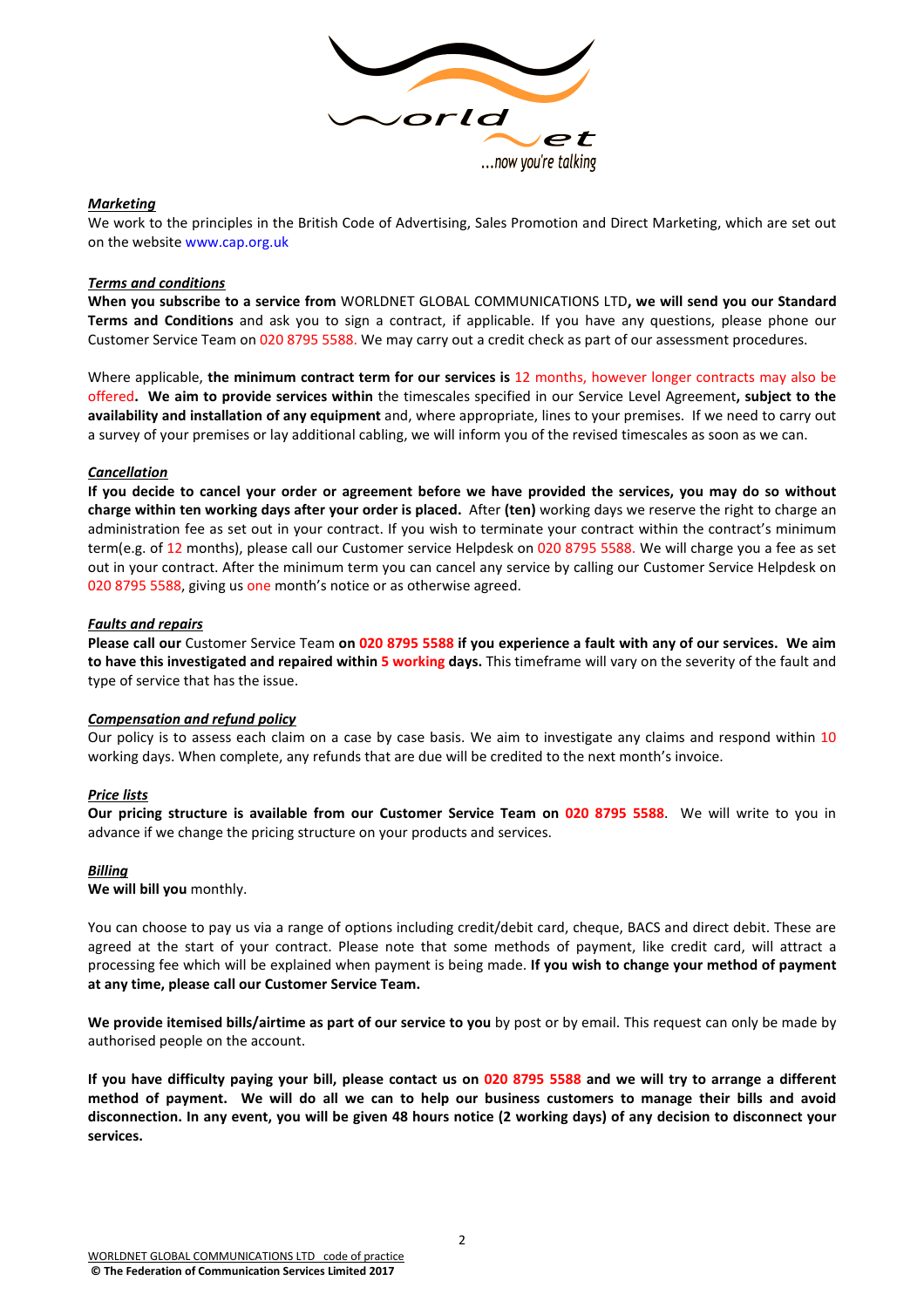***Marketing***

We work to the principles in the British Code of Advertising, Sales Promotion and Direct Marketing, which are set out on the website www.cap.org.uk

***Terms and conditions***

**When you subscribe to a service from** WORLDNET GLOBAL COMMUNICATIONS LTD**, we will send you our Standard Terms and Conditions** and ask you to sign a contract, if applicable. If you have any questions, please phone our Customer Service Team on 020 8795 5588. We may carry out a credit check as part of our assessment procedures.

Where applicable, **the minimum contract term for our services is** 12 months, however longer contracts may also be offered**. We aim to provide services within** the timescales specified in our Service Level Agreement**, subject to the availability and installation of any equipment** and, where appropriate, lines to your premises. If we need to carry out a survey of your premises or lay additional cabling, we will inform you of the revised timescales as soon as we can.

***Cancellation***

**If you decide to cancel your order or agreement before we have provided the services, you may do so without charge within ten working days after your order is placed.** After **(ten)** working days we reserve the right to charge an administration fee as set out in your contract. If you wish to terminate your contract within the contract's minimum term(e.g. of 12 months), please call our Customer service Helpdesk on 020 8795 5588. We will charge you a fee as set out in your contract. After the minimum term you can cancel any service by calling our Customer Service Helpdesk on 020 8795 5588, giving us one month's notice or as otherwise agreed.

***Faults and repairs***

**Please call our** Customer Service Team **on 020 8795 5588 if you experience a fault with any of our services. We aim to have this investigated and repaired within 5 working days.** This timeframe will vary on the severity of the fault and type of service that has the issue.

***Compensation and refund policy***

Our policy is to assess each claim on a case by case basis. We aim to investigate any claims and respond within 10 working days. When complete, any refunds that are due will be credited to the next month's invoice.

***Price lists***

**Our pricing structure is available from our Customer Service Team on 020 8795 5588**. We will write to you in advance if we change the pricing structure on your products and services.

***Billing***

**We will bill you** monthly.

You can choose to pay us via a range of options including credit/debit card, cheque, BACS and direct debit. These are agreed at the start of your contract. Please note that some methods of payment, like credit card, will attract a processing fee which will be explained when payment is being made. **If you wish to change your method of payment at any time, please call our Customer Service Team.**

**We provide itemised bills/airtime as part of our service to you** by post or by email. This request can only be made by authorised people on the account.

**If you have difficulty paying your bill, please contact us on 020 8795 5588 and we will try to arrange a different method of payment. We will do all we can to help our business customers to manage their bills and avoid disconnection. In any event, you will be given 48 hours notice (2 working days) of any decision to disconnect your services.**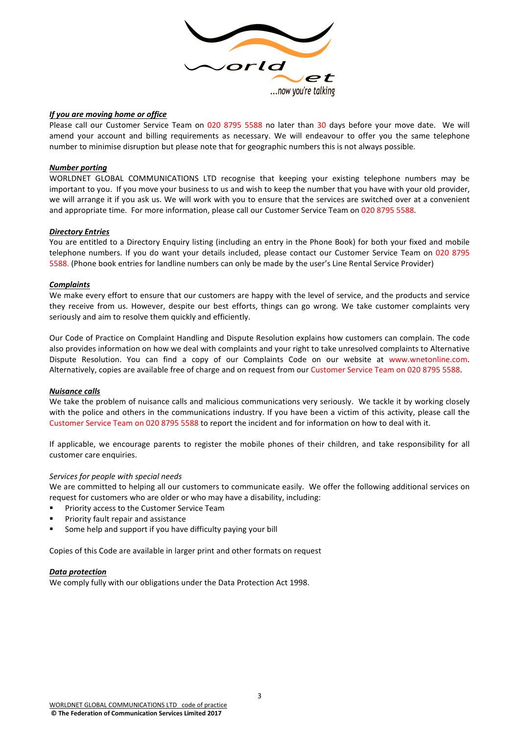***If you are moving home or office***

Please call our Customer Service Team on 020 8795 5588 no later than 30 days before your move date. We will amend your account and billing requirements as necessary. We will endeavour to offer you the same telephone number to minimise disruption but please note that for geographic numbers this is not always possible.

***Number porting***

WORLDNET GLOBAL COMMUNICATIONS LTD recognise that keeping your existing telephone numbers may be important to you. If you move your business to us and wish to keep the number that you have with your old provider, we will arrange it if you ask us. We will work with you to ensure that the services are switched over at a convenient and appropriate time. For more information, please call our Customer Service Team on 020 8795 5588.

***Directory Entries***

You are entitled to a Directory Enquiry listing (including an entry in the Phone Book) for both your fixed and mobile telephone numbers. If you do want your details included, please contact our Customer Service Team on 020 8795 5588. (Phone book entries for landline numbers can only be made by the user's Line Rental Service Provider)

***Complaints***

We make every effort to ensure that our customers are happy with the level of service, and the products and service they receive from us. However, despite our best efforts, things can go wrong. We take customer complaints very seriously and aim to resolve them quickly and efficiently.

Our Code of Practice on Complaint Handling and Dispute Resolution explains how customers can complain. The code also provides information on how we deal with complaints and your right to take unresolved complaints to Alternative Dispute Resolution. You can find a copy of our Complaints Code on our website at www.wnetonline.com. Alternatively, copies are available free of charge and on request from our Customer Service Team on 020 8795 5588.

***Nuisance calls***

We take the problem of nuisance calls and malicious communications very seriously. We tackle it by working closely with the police and others in the communications industry. If you have been a victim of this activity, please call the Customer Service Team on 020 8795 5588 to report the incident and for information on how to deal with it.

If applicable, we encourage parents to register the mobile phones of their children, and take responsibility for all customer care enquiries.

*Services for people with special needs*

We are committed to helping all our customers to communicate easily. We offer the following additional services on request for customers who are older or who may have a disability, including:

- Priority access to the Customer Service Team
- Priority fault repair and assistance
- Some help and support if you have difficulty paying your bill

Copies of this Code are available in larger print and other formats on request

***Data protection***

We comply fully with our obligations under the Data Protection Act 1998.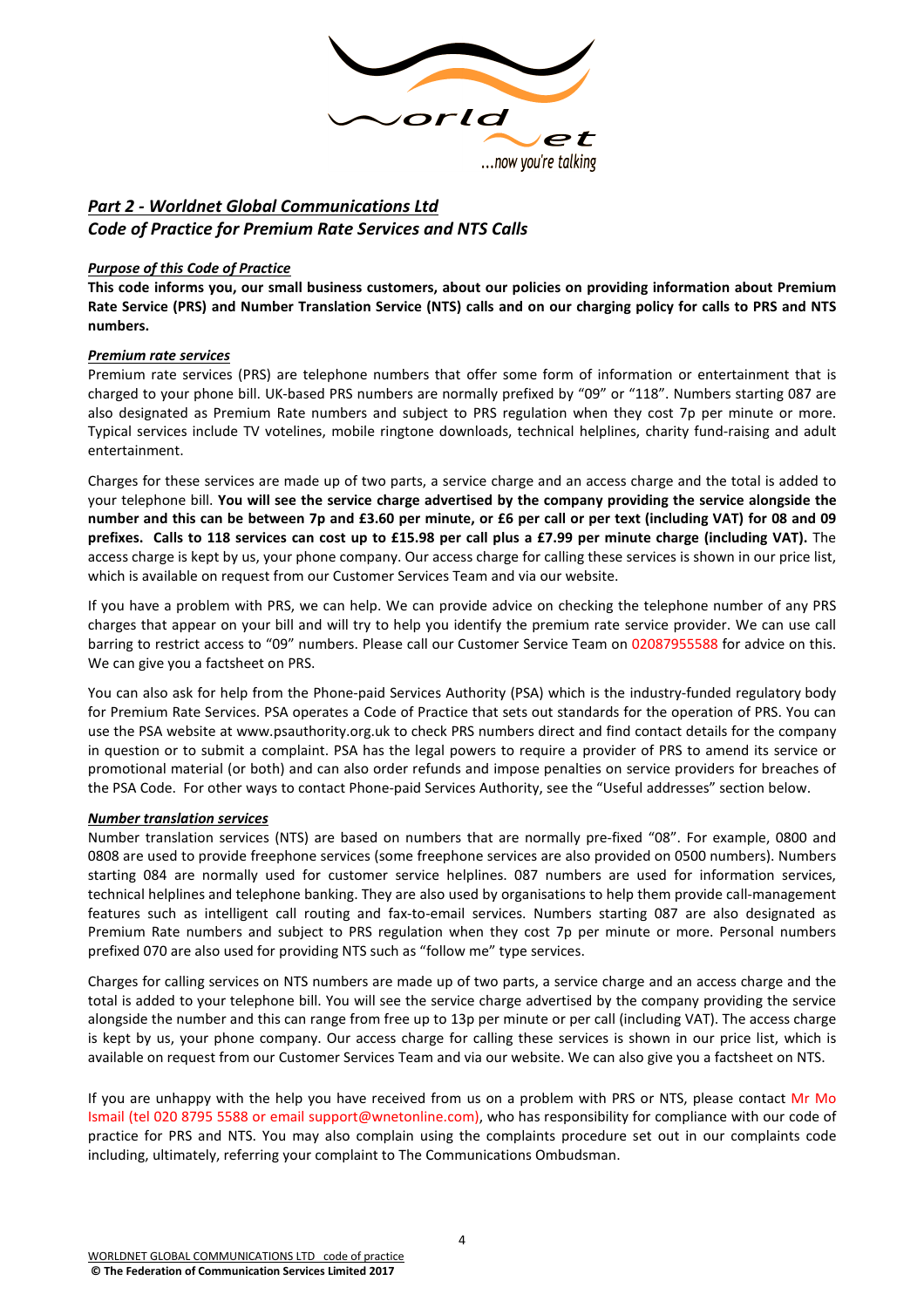## *Part 2 - Worldnet Global Communications Ltd*
## *Code of Practice for Premium Rate Services and NTS Calls*

***Purpose of this Code of Practice***

**This code informs you, our small business customers, about our policies on providing information about Premium Rate Service (PRS) and Number Translation Service (NTS) calls and on our charging policy for calls to PRS and NTS numbers.**

***Premium rate services***

Premium rate services (PRS) are telephone numbers that offer some form of information or entertainment that is charged to your phone bill. UK-based PRS numbers are normally prefixed by "09" or "118". Numbers starting 087 are also designated as Premium Rate numbers and subject to PRS regulation when they cost 7p per minute or more. Typical services include TV votelines, mobile ringtone downloads, technical helplines, charity fund-raising and adult entertainment.

Charges for these services are made up of two parts, a service charge and an access charge and the total is added to your telephone bill. **You will see the service charge advertised by the company providing the service alongside the number and this can be between 7p and £3.60 per minute, or £6 per call or per text (including VAT) for 08 and 09 prefixes. Calls to 118 services can cost up to £15.98 per call plus a £7.99 per minute charge (including VAT).** The access charge is kept by us, your phone company. Our access charge for calling these services is shown in our price list, which is available on request from our Customer Services Team and via our website.

If you have a problem with PRS, we can help. We can provide advice on checking the telephone number of any PRS charges that appear on your bill and will try to help you identify the premium rate service provider. We can use call barring to restrict access to "09" numbers. Please call our Customer Service Team on 02087955588 for advice on this. We can give you a factsheet on PRS.

You can also ask for help from the Phone-paid Services Authority (PSA) which is the industry-funded regulatory body for Premium Rate Services. PSA operates a Code of Practice that sets out standards for the operation of PRS. You can use the PSA website at www.psauthority.org.uk to check PRS numbers direct and find contact details for the company in question or to submit a complaint. PSA has the legal powers to require a provider of PRS to amend its service or promotional material (or both) and can also order refunds and impose penalties on service providers for breaches of the PSA Code. For other ways to contact Phone-paid Services Authority, see the "Useful addresses" section below.

***Number translation services***

Number translation services (NTS) are based on numbers that are normally pre-fixed "08". For example, 0800 and 0808 are used to provide freephone services (some freephone services are also provided on 0500 numbers). Numbers starting 084 are normally used for customer service helplines. 087 numbers are used for information services, technical helplines and telephone banking. They are also used by organisations to help them provide call-management features such as intelligent call routing and fax-to-email services. Numbers starting 087 are also designated as Premium Rate numbers and subject to PRS regulation when they cost 7p per minute or more. Personal numbers prefixed 070 are also used for providing NTS such as "follow me" type services.

Charges for calling services on NTS numbers are made up of two parts, a service charge and an access charge and the total is added to your telephone bill. You will see the service charge advertised by the company providing the service alongside the number and this can range from free up to 13p per minute or per call (including VAT). The access charge is kept by us, your phone company. Our access charge for calling these services is shown in our price list, which is available on request from our Customer Services Team and via our website. We can also give you a factsheet on NTS.

If you are unhappy with the help you have received from us on a problem with PRS or NTS, please contact Mr Mo Ismail (tel 020 8795 5588 or email support@wnetonline.com), who has responsibility for compliance with our code of practice for PRS and NTS. You may also complain using the complaints procedure set out in our complaints code including, ultimately, referring your complaint to The Communications Ombudsman.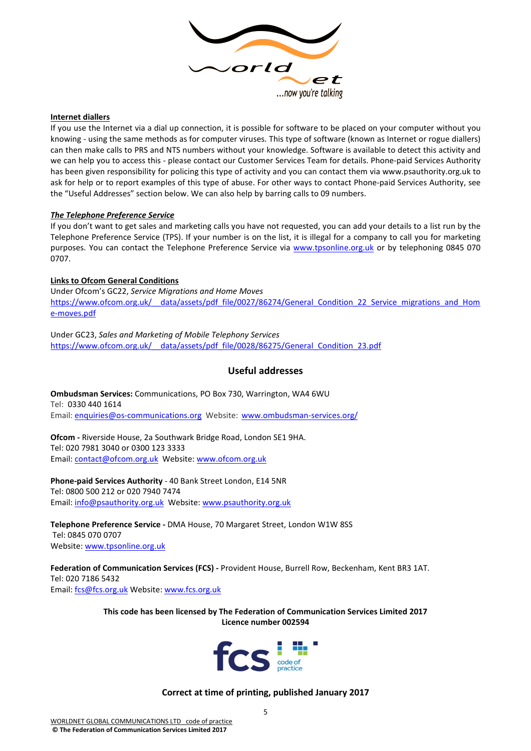**Internet diallers**

If you use the Internet via a dial up connection, it is possible for software to be placed on your computer without you knowing - using the same methods as for computer viruses. This type of software (known as Internet or rogue diallers) can then make calls to PRS and NTS numbers without your knowledge. Software is available to detect this activity and we can help you to access this - please contact our Customer Services Team for details. Phone-paid Services Authority has been given responsibility for policing this type of activity and you can contact them via www.psauthority.org.uk to ask for help or to report examples of this type of abuse. For other ways to contact Phone-paid Services Authority, see the "Useful Addresses" section below. We can also help by barring calls to 09 numbers.

***The Telephone Preference Service***

If you don't want to get sales and marketing calls you have not requested, you can add your details to a list run by the Telephone Preference Service (TPS). If your number is on the list, it is illegal for a company to call you for marketing purposes. You can contact the Telephone Preference Service via www.tpsonline.org.uk or by telephoning 0845 070 0707.

**Links to Ofcom General Conditions**

Under Ofcom's GC22, *Service Migrations and Home Moves*
https://www.ofcom.org.uk/__data/assets/pdf_file/0027/86274/General_Condition_22_Service_migrations_and_Home-moves.pdf

Under GC23, *Sales and Marketing of Mobile Telephony Services*
https://www.ofcom.org.uk/__data/assets/pdf_file/0028/86275/General_Condition_23.pdf

## Useful addresses

**Ombudsman Services:** Communications, PO Box 730, Warrington, WA4 6WU
Tel: 0330 440 1614
Email: enquiries@os-communications.org Website: www.ombudsman-services.org/

**Ofcom -** Riverside House, 2a Southwark Bridge Road, London SE1 9HA.
Tel: 020 7981 3040 or 0300 123 3333
Email: contact@ofcom.org.uk Website: www.ofcom.org.uk

**Phone-paid Services Authority** - 40 Bank Street London, E14 5NR
Tel: 0800 500 212 or 020 7940 7474
Email: info@psauthority.org.uk Website: www.psauthority.org.uk

**Telephone Preference Service -** DMA House, 70 Margaret Street, London W1W 8SS
Tel: 0845 070 0707
Website: www.tpsonline.org.uk

**Federation of Communication Services (FCS) -** Provident House, Burrell Row, Beckenham, Kent BR3 1AT.
Tel: 020 7186 5432
Email: fcs@fcs.org.uk Website: www.fcs.org.uk

**This code has been licensed by The Federation of Communication Services Limited 2017**
**Licence number 002594**

**Correct at time of printing, published January 2017**